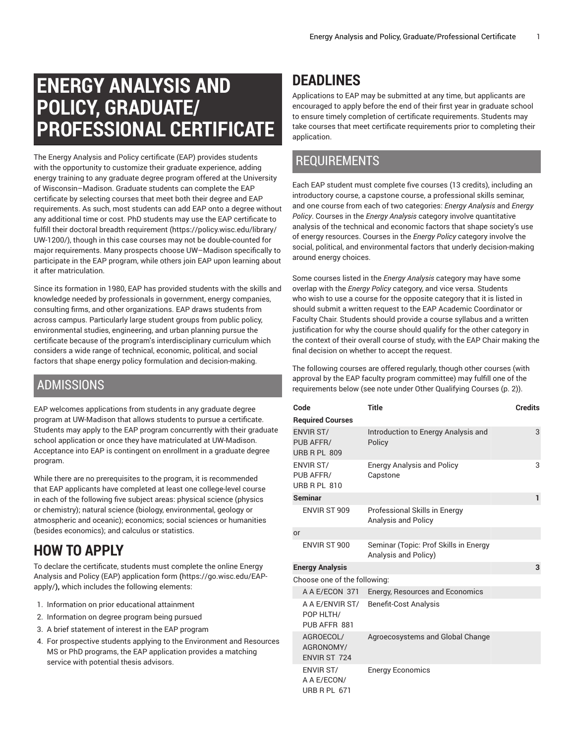# ENERGY ANALYSIS AND POLICY, GRADUATE/PROFESSIONAL CERTIFICATE

The Energy Analysis and Policy certificate (EAP) provides students with the opportunity to customize their graduate experience, adding energy training to any graduate degree program offered at the University of Wisconsin–Madison. Graduate students can complete the EAP certificate by selecting courses that meet both their degree and EAP requirements. As such, most students can add EAP onto a degree without any additional time or cost. PhD students may use the EAP certificate to fulfill their doctoral breadth requirement (https://policy.wisc.edu/library/UW-1200/), though in this case courses may not be double-counted for major requirements. Many prospects choose UW–Madison specifically to participate in the EAP program, while others join EAP upon learning about it after matriculation.

Since its formation in 1980, EAP has provided students with the skills and knowledge needed by professionals in government, energy companies, consulting firms, and other organizations. EAP draws students from across campus. Particularly large student groups from public policy, environmental studies, engineering, and urban planning pursue the certificate because of the program's interdisciplinary curriculum which considers a wide range of technical, economic, political, and social factors that shape energy policy formulation and decision-making.

## ADMISSIONS

EAP welcomes applications from students in any graduate degree program at UW-Madison that allows students to pursue a certificate. Students may apply to the EAP program concurrently with their graduate school application or once they have matriculated at UW-Madison. Acceptance into EAP is contingent on enrollment in a graduate degree program.

While there are no prerequisites to the program, it is recommended that EAP applicants have completed at least one college-level course in each of the following five subject areas: physical science (physics or chemistry); natural science (biology, environmental, geology or atmospheric and oceanic); economics; social sciences or humanities (besides economics); and calculus or statistics.

## HOW TO APPLY

To declare the certificate, students must complete the online Energy Analysis and Policy (EAP) application form **(**https://go.wisc.edu/EAP-apply/**),** which includes the following elements:

1. Information on prior educational attainment
2. Information on degree program being pursued
3. A brief statement of interest in the EAP program
4. For prospective students applying to the Environment and Resources MS or PhD programs, the EAP application provides a matching service with potential thesis advisors.

## DEADLINES

Applications to EAP may be submitted at any time, but applicants are encouraged to apply before the end of their first year in graduate school to ensure timely completion of certificate requirements. Students may take courses that meet certificate requirements prior to completing their application.

## REQUIREMENTS

Each EAP student must complete five courses (13 credits), including an introductory course, a capstone course, a professional skills seminar, and one course from each of two categories: *Energy Analysis* and *Energy Policy*. Courses in the *Energy Analysis* category involve quantitative analysis of the technical and economic factors that shape society's use of energy resources. Courses in the *Energy Policy* category involve the social, political, and environmental factors that underly decision-making around energy choices.

Some courses listed in the *Energy Analysis* category may have some overlap with the *Energy Policy* category, and vice versa. Students who wish to use a course for the opposite category that it is listed in should submit a written request to the EAP Academic Coordinator or Faculty Chair. Students should provide a course syllabus and a written justification for why the course should qualify for the other category in the context of their overall course of study, with the EAP Chair making the final decision on whether to accept the request.

The following courses are offered regularly, though other courses (with approval by the EAP faculty program committee) may fulfill one of the requirements below (see note under Other Qualifying Courses (p. 2)).

| Code | Title | Credits |
|---|---|---|
| **Required Courses** | | |
| ENVIR ST/ PUB AFFR/ URB R PL 809 | Introduction to Energy Analysis and Policy | 3 |
| ENVIR ST/ PUB AFFR/ URB R PL 810 | Energy Analysis and Policy Capstone | 3 |
| **Seminar** | | **1** |
| ENVIR ST 909 | Professional Skills in Energy Analysis and Policy | |
| or | | |
| ENVIR ST 900 | Seminar (Topic: Prof Skills in Energy Analysis and Policy) | |
| **Energy Analysis** | | **3** |
| Choose one of the following: | | |
| A A E/ECON 371 | Energy, Resources and Economics | |
| A A E/ENVIR ST/ POP HLTH/ PUB AFFR 881 | Benefit-Cost Analysis | |
| AGROECOL/ AGRONOMY/ ENVIR ST 724 | Agroecosystems and Global Change | |
| ENVIR ST/ A A E/ECON/ URB R PL 671 | Energy Economics | |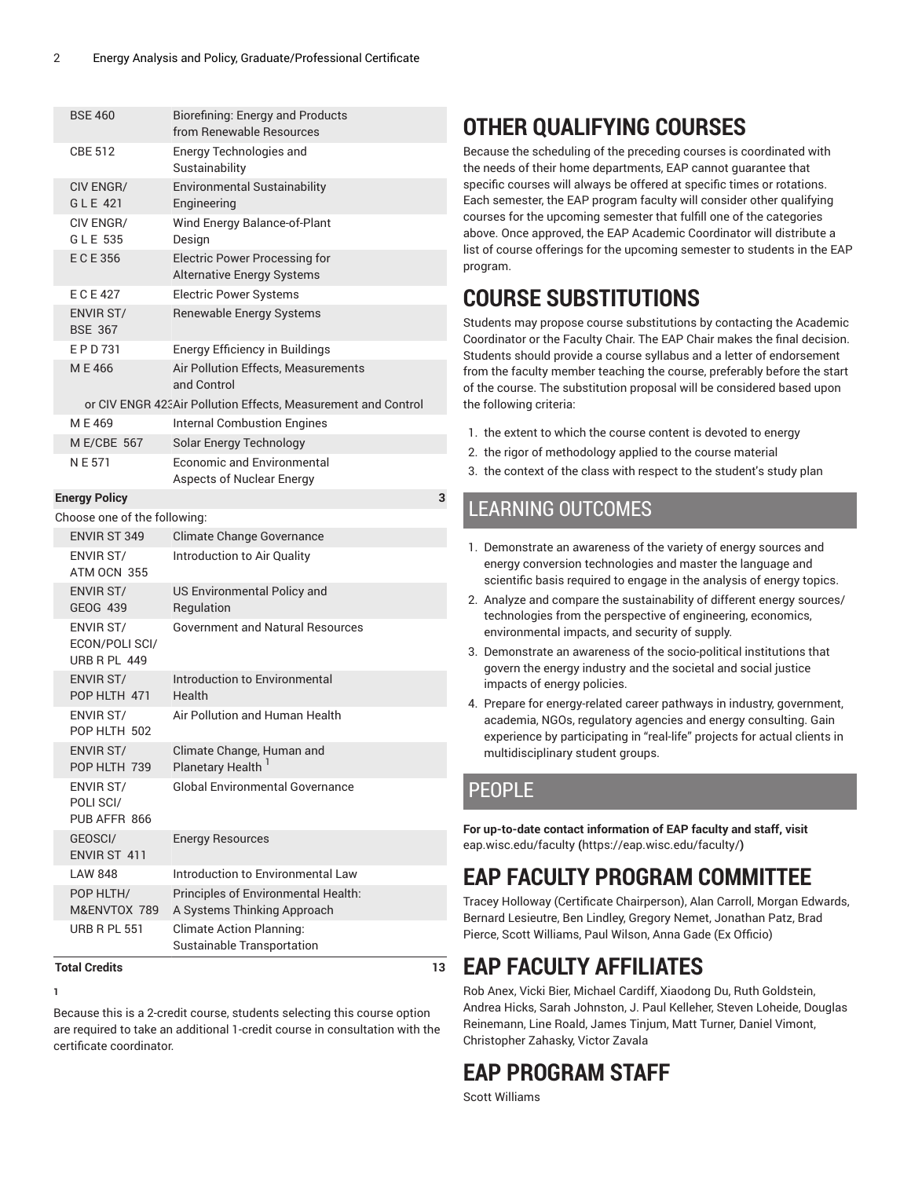| | | |
|---|---|---|
| BSE 460 | Biorefining: Energy and Products from Renewable Resources | |
| CBE 512 | Energy Technologies and Sustainability | |
| CIV ENGR/ G L E 421 | Environmental Sustainability Engineering | |
| CIV ENGR/ G L E 535 | Wind Energy Balance-of-Plant Design | |
| E C E 356 | Electric Power Processing for Alternative Energy Systems | |
| E C E 427 | Electric Power Systems | |
| ENVIR ST/ BSE 367 | Renewable Energy Systems | |
| E P D 731 | Energy Efficiency in Buildings | |
| M E 466 | Air Pollution Effects, Measurements and Control | |
| or CIV ENGR 423 | Air Pollution Effects, Measurement and Control | |
| M E 469 | Internal Combustion Engines | |
| M E/CBE 567 | Solar Energy Technology | |
| N E 571 | Economic and Environmental Aspects of Nuclear Energy | |
| **Energy Policy** | | 3 |
| Choose one of the following: | | |
| ENVIR ST 349 | Climate Change Governance | |
| ENVIR ST/ ATM OCN 355 | Introduction to Air Quality | |
| ENVIR ST/ GEOG 439 | US Environmental Policy and Regulation | |
| ENVIR ST/ ECON/POLI SCI/ URB R PL 449 | Government and Natural Resources | |
| ENVIR ST/ POP HLTH 471 | Introduction to Environmental Health | |
| ENVIR ST/ POP HLTH 502 | Air Pollution and Human Health | |
| ENVIR ST/ POP HLTH 739 | Climate Change, Human and Planetary Health [1] | |
| ENVIR ST/ POLI SCI/ PUB AFFR 866 | Global Environmental Governance | |
| GEOSCI/ ENVIR ST 411 | Energy Resources | |
| LAW 848 | Introduction to Environmental Law | |
| POP HLTH/ M&ENVTOX 789 | Principles of Environmental Health: A Systems Thinking Approach | |
| URB R PL 551 | Climate Action Planning: Sustainable Transportation | |
| **Total Credits** | | 13 |

**1**

Because this is a 2-credit course, students selecting this course option are required to take an additional 1-credit course in consultation with the certificate coordinator.

# OTHER QUALIFYING COURSES

Because the scheduling of the preceding courses is coordinated with the needs of their home departments, EAP cannot guarantee that specific courses will always be offered at specific times or rotations. Each semester, the EAP program faculty will consider other qualifying courses for the upcoming semester that fulfill one of the categories above. Once approved, the EAP Academic Coordinator will distribute a list of course offerings for the upcoming semester to students in the EAP program.

# COURSE SUBSTITUTIONS

Students may propose course substitutions by contacting the Academic Coordinator or the Faculty Chair. The EAP Chair makes the final decision. Students should provide a course syllabus and a letter of endorsement from the faculty member teaching the course, preferably before the start of the course. The substitution proposal will be considered based upon the following criteria:

1. the extent to which the course content is devoted to energy
2. the rigor of methodology applied to the course material
3. the context of the class with respect to the student's study plan

## LEARNING OUTCOMES

1. Demonstrate an awareness of the variety of energy sources and energy conversion technologies and master the language and scientific basis required to engage in the analysis of energy topics.
2. Analyze and compare the sustainability of different energy sources/ technologies from the perspective of engineering, economics, environmental impacts, and security of supply.
3. Demonstrate an awareness of the socio-political institutions that govern the energy industry and the societal and social justice impacts of energy policies.
4. Prepare for energy-related career pathways in industry, government, academia, NGOs, regulatory agencies and energy consulting. Gain experience by participating in "real-life" projects for actual clients in multidisciplinary student groups.

## PEOPLE

**For up-to-date contact information of EAP faculty and staff, visit** eap.wisc.edu/faculty **(**https://eap.wisc.edu/faculty/**)**

# EAP FACULTY PROGRAM COMMITTEE

Tracey Holloway (Certificate Chairperson), Alan Carroll, Morgan Edwards, Bernard Lesieutre, Ben Lindley, Gregory Nemet, Jonathan Patz, Brad Pierce, Scott Williams, Paul Wilson, Anna Gade (Ex Officio)

# EAP FACULTY AFFILIATES

Rob Anex, Vicki Bier, Michael Cardiff, Xiaodong Du, Ruth Goldstein, Andrea Hicks, Sarah Johnston, J. Paul Kelleher, Steven Loheide, Douglas Reinemann, Line Roald, James Tinjum, Matt Turner, Daniel Vimont, Christopher Zahasky, Victor Zavala

# EAP PROGRAM STAFF

Scott Williams